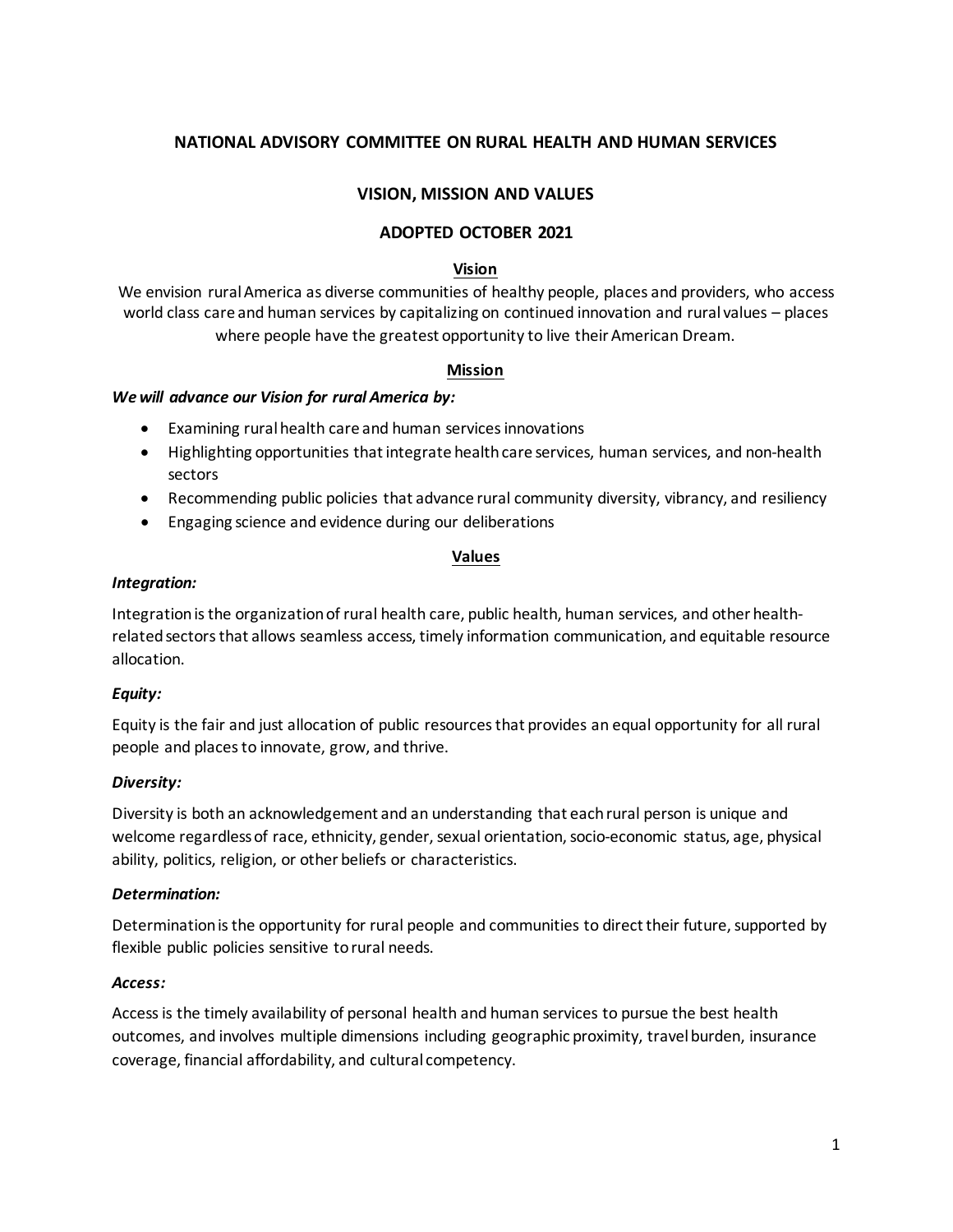# NATIONAL ADVISORY COMMITTEE ON RURAL HEALTH AND HUMAN SERVICES

## VISION, MISSION AND VALUES

## ADOPTED OCTOBER 2021

### Vision

We envision rural America as diverse communities of healthy people, places and providers, who access world class care and human services by capitalizing on continued innovation and rural values – places where people have the greatest opportunity to live their American Dream.

### Mission

***We will advance our Vision for rural America by:***

- Examining rural health care and human services innovations
- Highlighting opportunities that integrate health care services, human services, and non-health sectors
- Recommending public policies that advance rural community diversity, vibrancy, and resiliency
- Engaging science and evidence during our deliberations

### Values

***Integration:***

Integration is the organization of rural health care, public health, human services, and other health-related sectors that allows seamless access, timely information communication, and equitable resource allocation.

***Equity:***

Equity is the fair and just allocation of public resources that provides an equal opportunity for all rural people and places to innovate, grow, and thrive.

***Diversity:***

Diversity is both an acknowledgement and an understanding that each rural person is unique and welcome regardless of race, ethnicity, gender, sexual orientation, socio-economic status, age, physical ability, politics, religion, or other beliefs or characteristics.

***Determination:***

Determination is the opportunity for rural people and communities to direct their future, supported by flexible public policies sensitive to rural needs.

***Access:***

Access is the timely availability of personal health and human services to pursue the best health outcomes, and involves multiple dimensions including geographic proximity, travel burden, insurance coverage, financial affordability, and cultural competency.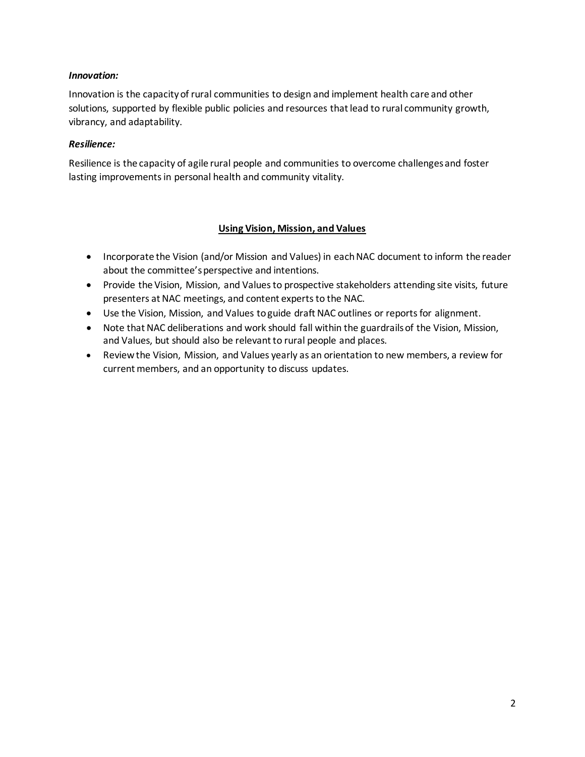***Innovation:***

Innovation is the capacity of rural communities to design and implement health care and other solutions, supported by flexible public policies and resources that lead to rural community growth, vibrancy, and adaptability.

***Resilience:***

Resilience is the capacity of agile rural people and communities to overcome challenges and foster lasting improvements in personal health and community vitality.

## <u>Using Vision, Mission, and Values</u>

- Incorporate the Vision (and/or Mission and Values) in each NAC document to inform the reader about the committee's perspective and intentions.
- Provide the Vision, Mission, and Values to prospective stakeholders attending site visits, future presenters at NAC meetings, and content experts to the NAC.
- Use the Vision, Mission, and Values to guide draft NAC outlines or reports for alignment.
- Note that NAC deliberations and work should fall within the guardrails of the Vision, Mission, and Values, but should also be relevant to rural people and places.
- Review the Vision, Mission, and Values yearly as an orientation to new members, a review for current members, and an opportunity to discuss updates.